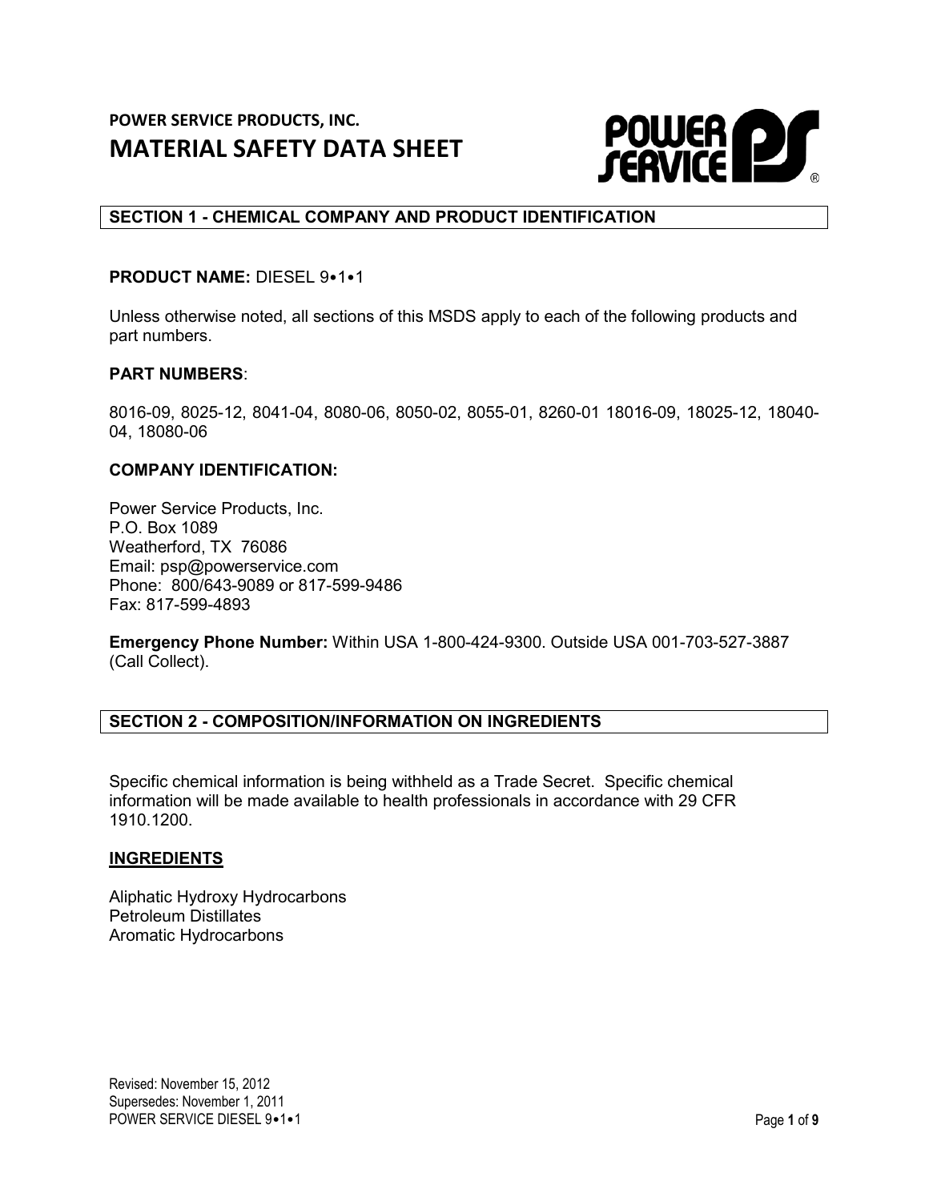**POWER SERVICE PRODUCTS, INC.**

# MATERIAL SAFETY DATA SHEET

## SECTION 1 - CHEMICAL COMPANY AND PRODUCT IDENTIFICATION

**PRODUCT NAME:** DIESEL 9•1•1

Unless otherwise noted, all sections of this MSDS apply to each of the following products and part numbers.

**PART NUMBERS**:

8016-09, 8025-12, 8041-04, 8080-06, 8050-02, 8055-01, 8260-01 18016-09, 18025-12, 18040-04, 18080-06

**COMPANY IDENTIFICATION:**

Power Service Products, Inc.
P.O. Box 1089
Weatherford, TX 76086
Email: psp@powerservice.com
Phone: 800/643-9089 or 817-599-9486
Fax: 817-599-4893

**Emergency Phone Number:** Within USA 1-800-424-9300. Outside USA 001-703-527-3887 (Call Collect).

## SECTION 2 - COMPOSITION/INFORMATION ON INGREDIENTS

Specific chemical information is being withheld as a Trade Secret. Specific chemical information will be made available to health professionals in accordance with 29 CFR 1910.1200.

**INGREDIENTS**

Aliphatic Hydroxy Hydrocarbons
Petroleum Distillates
Aromatic Hydrocarbons

Revised: November 15, 2012
Supersedes: November 1, 2011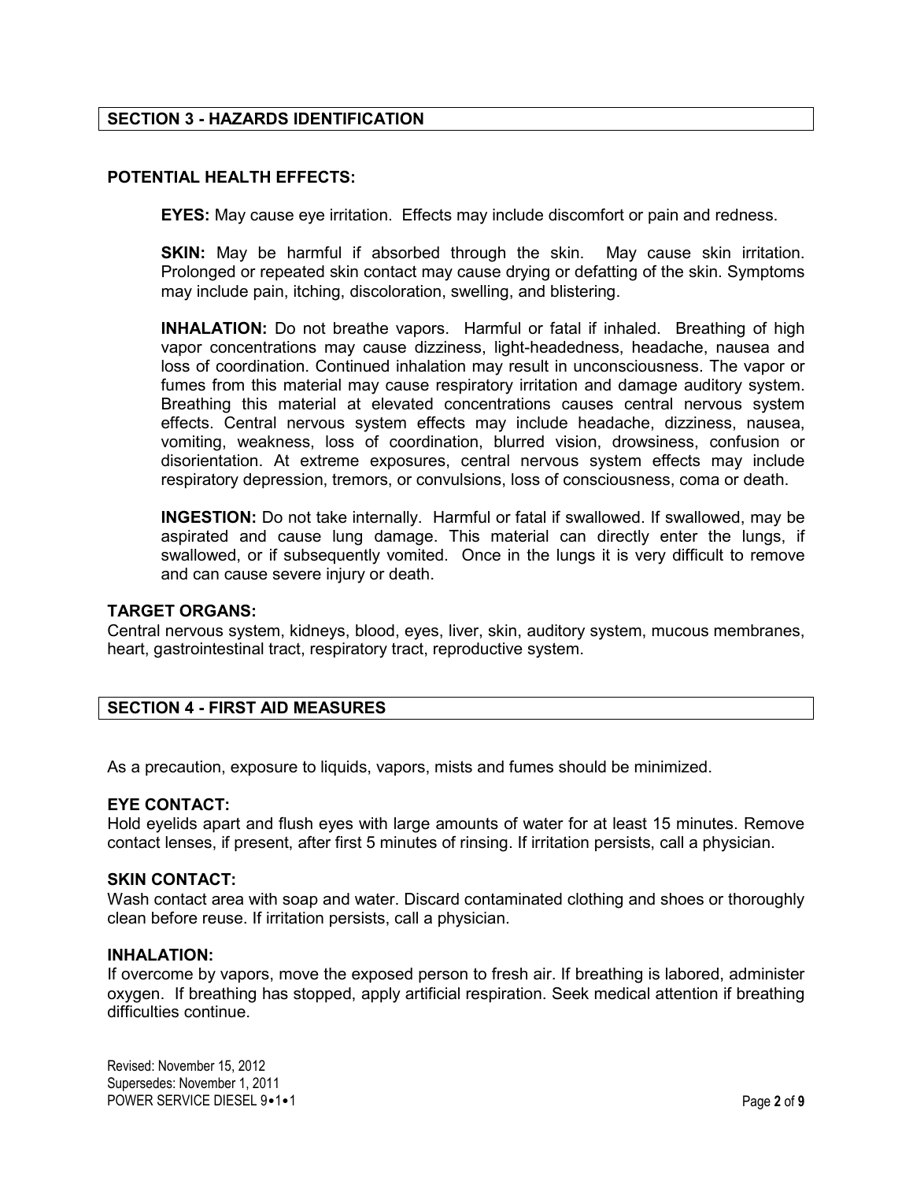## SECTION 3 - HAZARDS IDENTIFICATION

### POTENTIAL HEALTH EFFECTS:

**EYES:** May cause eye irritation. Effects may include discomfort or pain and redness.

**SKIN:** May be harmful if absorbed through the skin. May cause skin irritation. Prolonged or repeated skin contact may cause drying or defatting of the skin. Symptoms may include pain, itching, discoloration, swelling, and blistering.

**INHALATION:** Do not breathe vapors. Harmful or fatal if inhaled. Breathing of high vapor concentrations may cause dizziness, light-headedness, headache, nausea and loss of coordination. Continued inhalation may result in unconsciousness. The vapor or fumes from this material may cause respiratory irritation and damage auditory system. Breathing this material at elevated concentrations causes central nervous system effects. Central nervous system effects may include headache, dizziness, nausea, vomiting, weakness, loss of coordination, blurred vision, drowsiness, confusion or disorientation. At extreme exposures, central nervous system effects may include respiratory depression, tremors, or convulsions, loss of consciousness, coma or death.

**INGESTION:** Do not take internally. Harmful or fatal if swallowed. If swallowed, may be aspirated and cause lung damage. This material can directly enter the lungs, if swallowed, or if subsequently vomited. Once in the lungs it is very difficult to remove and can cause severe injury or death.

### TARGET ORGANS:

Central nervous system, kidneys, blood, eyes, liver, skin, auditory system, mucous membranes, heart, gastrointestinal tract, respiratory tract, reproductive system.

## SECTION 4 - FIRST AID MEASURES

As a precaution, exposure to liquids, vapors, mists and fumes should be minimized.

### EYE CONTACT:

Hold eyelids apart and flush eyes with large amounts of water for at least 15 minutes. Remove contact lenses, if present, after first 5 minutes of rinsing. If irritation persists, call a physician.

### SKIN CONTACT:

Wash contact area with soap and water. Discard contaminated clothing and shoes or thoroughly clean before reuse. If irritation persists, call a physician.

### INHALATION:

If overcome by vapors, move the exposed person to fresh air. If breathing is labored, administer oxygen. If breathing has stopped, apply artificial respiration. Seek medical attention if breathing difficulties continue.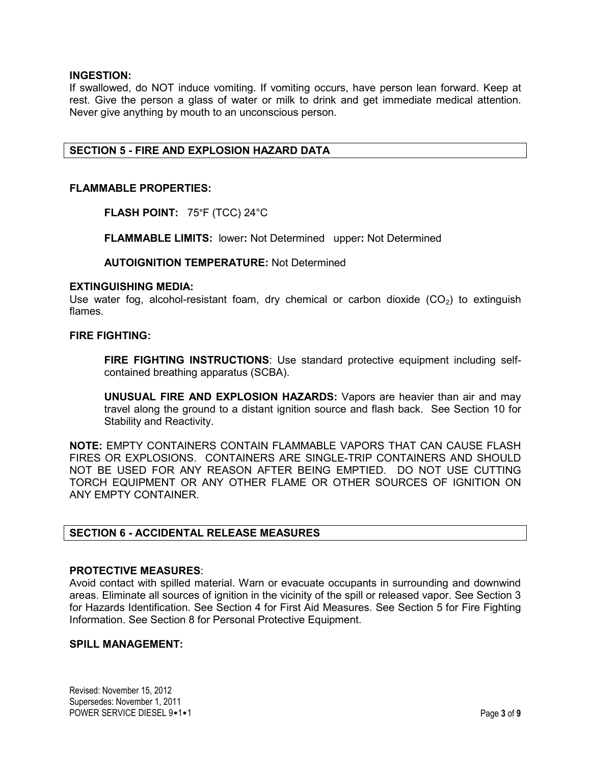**INGESTION:**
If swallowed, do NOT induce vomiting. If vomiting occurs, have person lean forward. Keep at rest. Give the person a glass of water or milk to drink and get immediate medical attention. Never give anything by mouth to an unconscious person.

## SECTION 5 - FIRE AND EXPLOSION HAZARD DATA

**FLAMMABLE PROPERTIES:**

**FLASH POINT:** 75°F (TCC) 24°C

**FLAMMABLE LIMITS:** lower**:** Not Determined upper**:** Not Determined

**AUTOIGNITION TEMPERATURE:** Not Determined

**EXTINGUISHING MEDIA:**
Use water fog, alcohol-resistant foam, dry chemical or carbon dioxide ($CO_2$) to extinguish flames.

**FIRE FIGHTING:**

**FIRE FIGHTING INSTRUCTIONS**: Use standard protective equipment including self-contained breathing apparatus (SCBA).

**UNUSUAL FIRE AND EXPLOSION HAZARDS:** Vapors are heavier than air and may travel along the ground to a distant ignition source and flash back. See Section 10 for Stability and Reactivity.

**NOTE:** EMPTY CONTAINERS CONTAIN FLAMMABLE VAPORS THAT CAN CAUSE FLASH FIRES OR EXPLOSIONS. CONTAINERS ARE SINGLE-TRIP CONTAINERS AND SHOULD NOT BE USED FOR ANY REASON AFTER BEING EMPTIED. DO NOT USE CUTTING TORCH EQUIPMENT OR ANY OTHER FLAME OR OTHER SOURCES OF IGNITION ON ANY EMPTY CONTAINER.

## SECTION 6 - ACCIDENTAL RELEASE MEASURES

**PROTECTIVE MEASURES**:
Avoid contact with spilled material. Warn or evacuate occupants in surrounding and downwind areas. Eliminate all sources of ignition in the vicinity of the spill or released vapor. See Section 3 for Hazards Identification. See Section 4 for First Aid Measures. See Section 5 for Fire Fighting Information. See Section 8 for Personal Protective Equipment.

**SPILL MANAGEMENT:**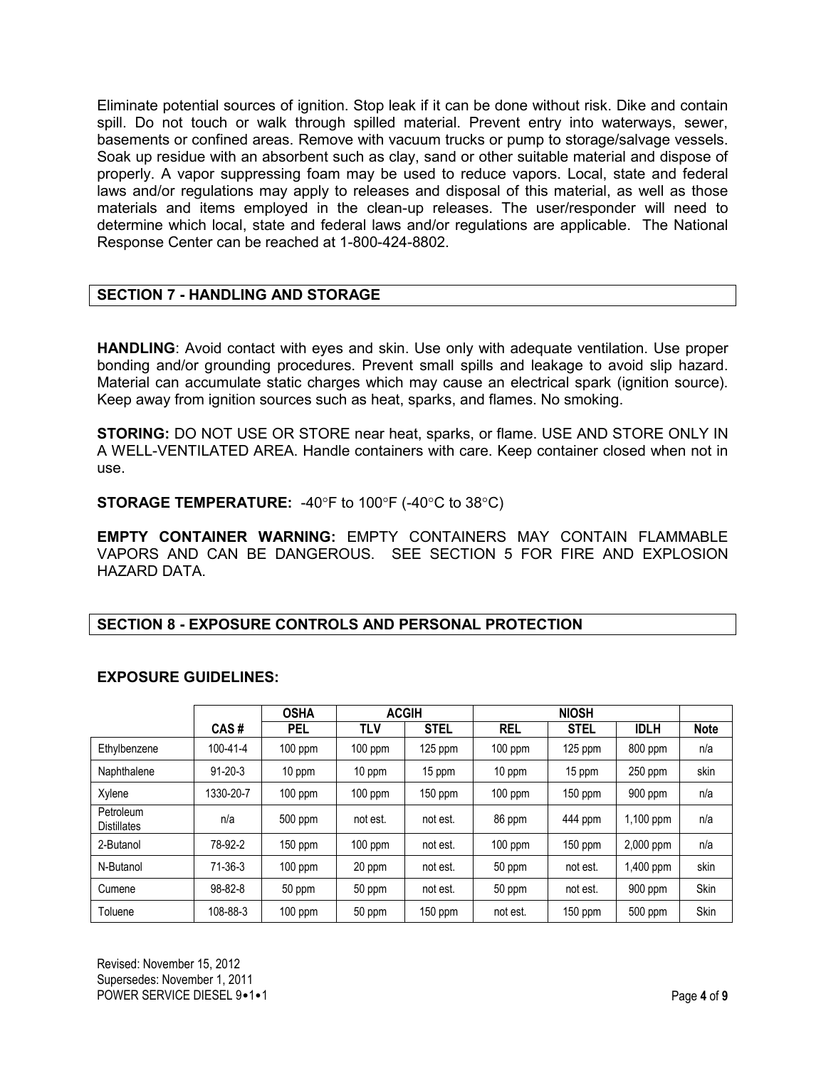Eliminate potential sources of ignition. Stop leak if it can be done without risk. Dike and contain spill. Do not touch or walk through spilled material. Prevent entry into waterways, sewer, basements or confined areas. Remove with vacuum trucks or pump to storage/salvage vessels. Soak up residue with an absorbent such as clay, sand or other suitable material and dispose of properly. A vapor suppressing foam may be used to reduce vapors. Local, state and federal laws and/or regulations may apply to releases and disposal of this material, as well as those materials and items employed in the clean-up releases. The user/responder will need to determine which local, state and federal laws and/or regulations are applicable. The National Response Center can be reached at 1-800-424-8802.

## SECTION 7 - HANDLING AND STORAGE

**HANDLING**: Avoid contact with eyes and skin. Use only with adequate ventilation. Use proper bonding and/or grounding procedures. Prevent small spills and leakage to avoid slip hazard. Material can accumulate static charges which may cause an electrical spark (ignition source). Keep away from ignition sources such as heat, sparks, and flames. No smoking.

**STORING:** DO NOT USE OR STORE near heat, sparks, or flame. USE AND STORE ONLY IN A WELL-VENTILATED AREA. Handle containers with care. Keep container closed when not in use.

**STORAGE TEMPERATURE:** -40°F to 100°F (-40°C to 38°C)

**EMPTY CONTAINER WARNING:** EMPTY CONTAINERS MAY CONTAIN FLAMMABLE VAPORS AND CAN BE DANGEROUS. SEE SECTION 5 FOR FIRE AND EXPLOSION HAZARD DATA.

## SECTION 8 - EXPOSURE CONTROLS AND PERSONAL PROTECTION

**EXPOSURE GUIDELINES:**

| | | OSHA | ACGIH | | NIOSH | | | |
|---|---|---|---|---|---|---|---|---|
| | CAS # | PEL | TLV | STEL | REL | STEL | IDLH | Note |
| Ethylbenzene | 100-41-4 | 100 ppm | 100 ppm | 125 ppm | 100 ppm | 125 ppm | 800 ppm | n/a |
| Naphthalene | 91-20-3 | 10 ppm | 10 ppm | 15 ppm | 10 ppm | 15 ppm | 250 ppm | skin |
| Xylene | 1330-20-7 | 100 ppm | 100 ppm | 150 ppm | 100 ppm | 150 ppm | 900 ppm | n/a |
| Petroleum Distillates | n/a | 500 ppm | not est. | not est. | 86 ppm | 444 ppm | 1,100 ppm | n/a |
| 2-Butanol | 78-92-2 | 150 ppm | 100 ppm | not est. | 100 ppm | 150 ppm | 2,000 ppm | n/a |
| N-Butanol | 71-36-3 | 100 ppm | 20 ppm | not est. | 50 ppm | not est. | 1,400 ppm | skin |
| Cumene | 98-82-8 | 50 ppm | 50 ppm | not est. | 50 ppm | not est. | 900 ppm | Skin |
| Toluene | 108-88-3 | 100 ppm | 50 ppm | 150 ppm | not est. | 150 ppm | 500 ppm | Skin |

Revised: November 15, 2012
Supersedes: November 1, 2011
POWER SERVICE DIESEL 9•1•1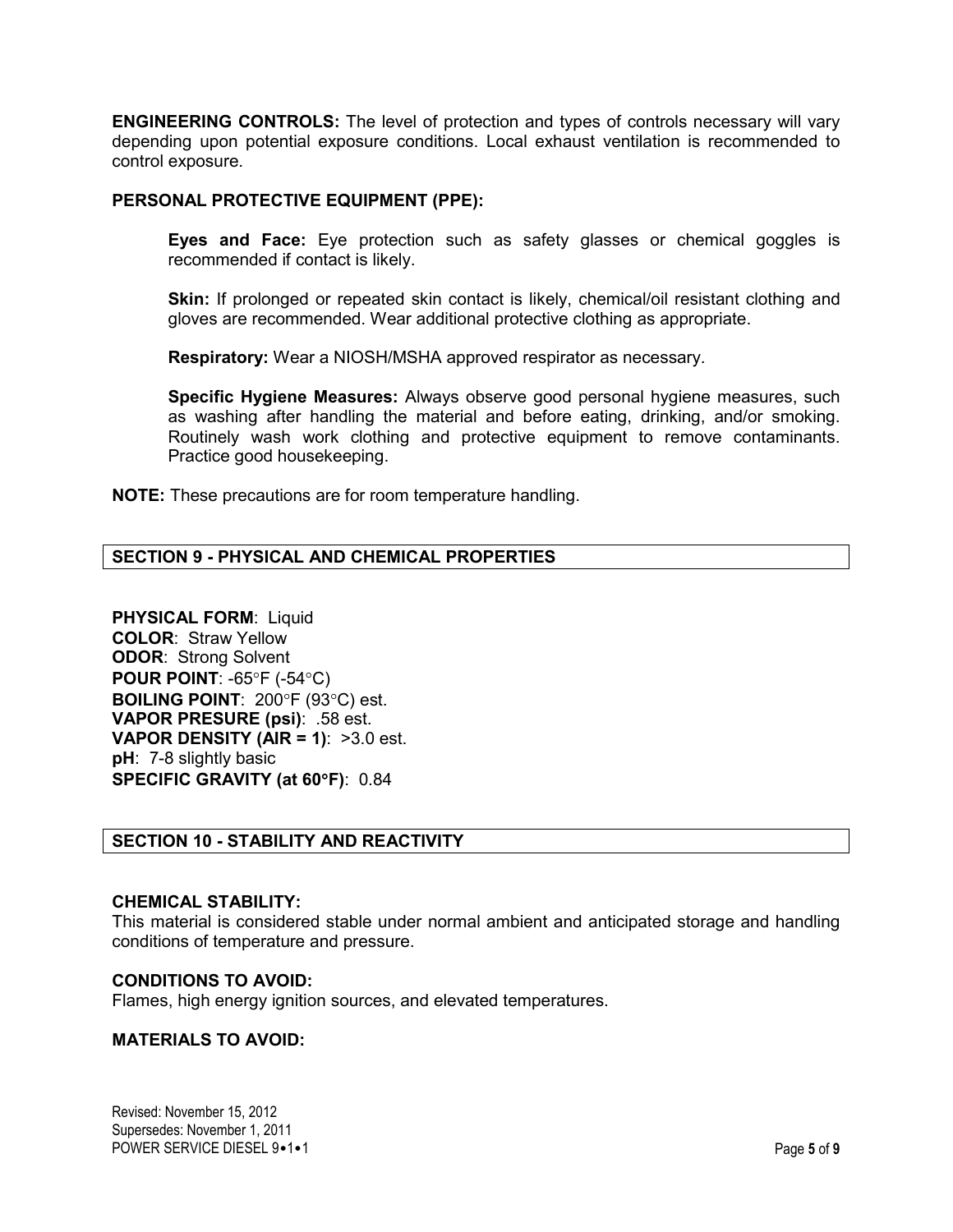**ENGINEERING CONTROLS:** The level of protection and types of controls necessary will vary depending upon potential exposure conditions. Local exhaust ventilation is recommended to control exposure.

**PERSONAL PROTECTIVE EQUIPMENT (PPE):**

**Eyes and Face:** Eye protection such as safety glasses or chemical goggles is recommended if contact is likely.

**Skin:** If prolonged or repeated skin contact is likely, chemical/oil resistant clothing and gloves are recommended. Wear additional protective clothing as appropriate.

**Respiratory:** Wear a NIOSH/MSHA approved respirator as necessary.

**Specific Hygiene Measures:** Always observe good personal hygiene measures, such as washing after handling the material and before eating, drinking, and/or smoking. Routinely wash work clothing and protective equipment to remove contaminants. Practice good housekeeping.

**NOTE:** These precautions are for room temperature handling.

## SECTION 9 - PHYSICAL AND CHEMICAL PROPERTIES

**PHYSICAL FORM**: Liquid
**COLOR**: Straw Yellow
**ODOR**: Strong Solvent
**POUR POINT**: -65°F (-54°C)
**BOILING POINT**: 200°F (93°C) est.
**VAPOR PRESURE (psi)**: .58 est.
**VAPOR DENSITY (AIR = 1)**: >3.0 est.
**pH**: 7-8 slightly basic
**SPECIFIC GRAVITY (at 60°F)**: 0.84

## SECTION 10 - STABILITY AND REACTIVITY

**CHEMICAL STABILITY:**
This material is considered stable under normal ambient and anticipated storage and handling conditions of temperature and pressure.

**CONDITIONS TO AVOID:**
Flames, high energy ignition sources, and elevated temperatures.

**MATERIALS TO AVOID:**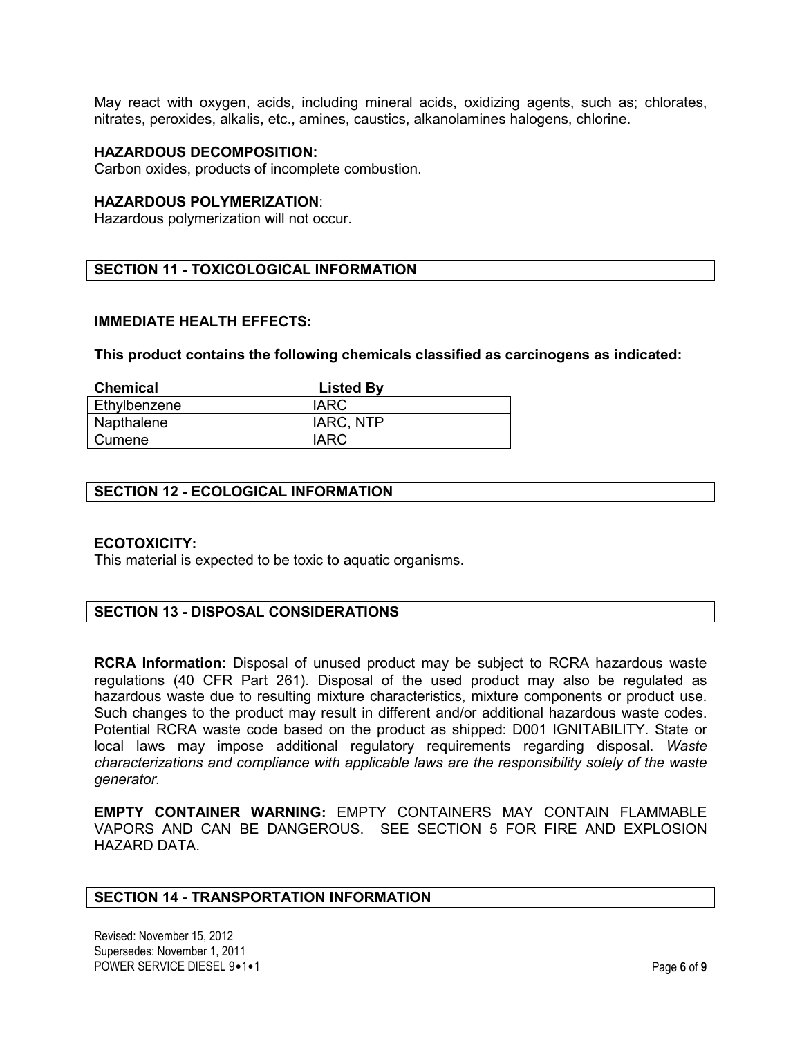May react with oxygen, acids, including mineral acids, oxidizing agents, such as; chlorates, nitrates, peroxides, alkalis, etc., amines, caustics, alkanolamines halogens, chlorine.

**HAZARDOUS DECOMPOSITION:**
Carbon oxides, products of incomplete combustion.

**HAZARDOUS POLYMERIZATION**:
Hazardous polymerization will not occur.

## SECTION 11 - TOXICOLOGICAL INFORMATION

**IMMEDIATE HEALTH EFFECTS:**

**This product contains the following chemicals classified as carcinogens as indicated:**

| Chemical | Listed By |
| --- | --- |
| Ethylbenzene | IARC |
| Napthalene | IARC, NTP |
| Cumene | IARC |

## SECTION 12 - ECOLOGICAL INFORMATION

**ECOTOXICITY:**
This material is expected to be toxic to aquatic organisms.

## SECTION 13 - DISPOSAL CONSIDERATIONS

**RCRA Information:** Disposal of unused product may be subject to RCRA hazardous waste regulations (40 CFR Part 261). Disposal of the used product may also be regulated as hazardous waste due to resulting mixture characteristics, mixture components or product use. Such changes to the product may result in different and/or additional hazardous waste codes. Potential RCRA waste code based on the product as shipped: D001 IGNITABILITY. State or local laws may impose additional regulatory requirements regarding disposal. *Waste characterizations and compliance with applicable laws are the responsibility solely of the waste generator.*

**EMPTY CONTAINER WARNING:** EMPTY CONTAINERS MAY CONTAIN FLAMMABLE VAPORS AND CAN BE DANGEROUS. SEE SECTION 5 FOR FIRE AND EXPLOSION HAZARD DATA.

## SECTION 14 - TRANSPORTATION INFORMATION

Revised: November 15, 2012
Supersedes: November 1, 2011
POWER SERVICE DIESEL 9•1•1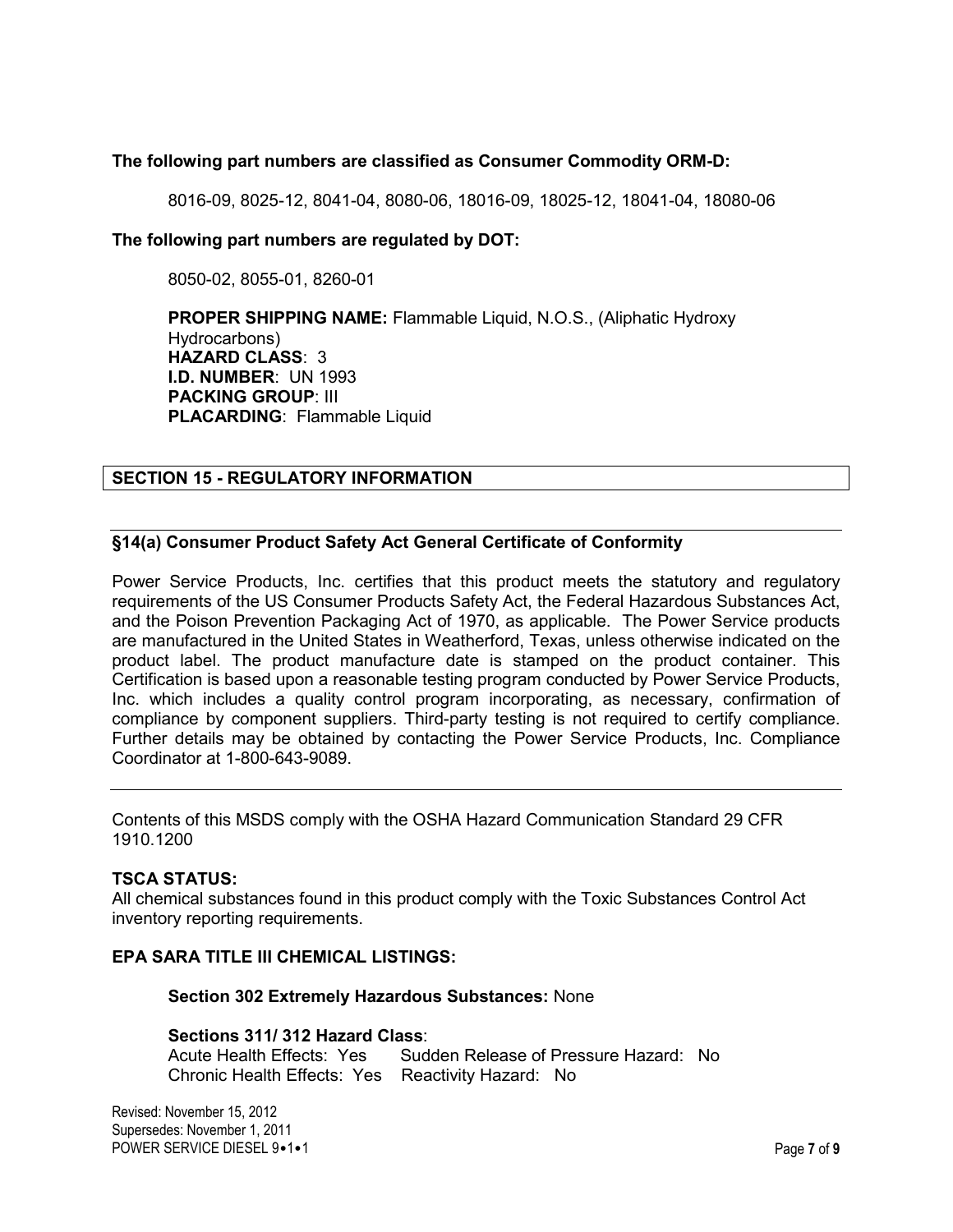**The following part numbers are classified as Consumer Commodity ORM-D:**

8016-09, 8025-12, 8041-04, 8080-06, 18016-09, 18025-12, 18041-04, 18080-06

**The following part numbers are regulated by DOT:**

8050-02, 8055-01, 8260-01

**PROPER SHIPPING NAME:** Flammable Liquid, N.O.S., (Aliphatic Hydroxy Hydrocarbons)
**HAZARD CLASS**: 3
**I.D. NUMBER**: UN 1993
**PACKING GROUP**: III
**PLACARDING**: Flammable Liquid

## SECTION 15 - REGULATORY INFORMATION

### §14(a) Consumer Product Safety Act General Certificate of Conformity

Power Service Products, Inc. certifies that this product meets the statutory and regulatory requirements of the US Consumer Products Safety Act, the Federal Hazardous Substances Act, and the Poison Prevention Packaging Act of 1970, as applicable. The Power Service products are manufactured in the United States in Weatherford, Texas, unless otherwise indicated on the product label. The product manufacture date is stamped on the product container. This Certification is based upon a reasonable testing program conducted by Power Service Products, Inc. which includes a quality control program incorporating, as necessary, confirmation of compliance by component suppliers. Third-party testing is not required to certify compliance. Further details may be obtained by contacting the Power Service Products, Inc. Compliance Coordinator at 1-800-643-9089.

Contents of this MSDS comply with the OSHA Hazard Communication Standard 29 CFR 1910.1200

**TSCA STATUS:**
All chemical substances found in this product comply with the Toxic Substances Control Act inventory reporting requirements.

**EPA SARA TITLE III CHEMICAL LISTINGS:**

**Section 302 Extremely Hazardous Substances:** None

**Sections 311/ 312 Hazard Class**:
Acute Health Effects: Yes Sudden Release of Pressure Hazard: No
Chronic Health Effects: Yes Reactivity Hazard: No

Revised: November 15, 2012
Supersedes: November 1, 2011
POWER SERVICE DIESEL 9•1•1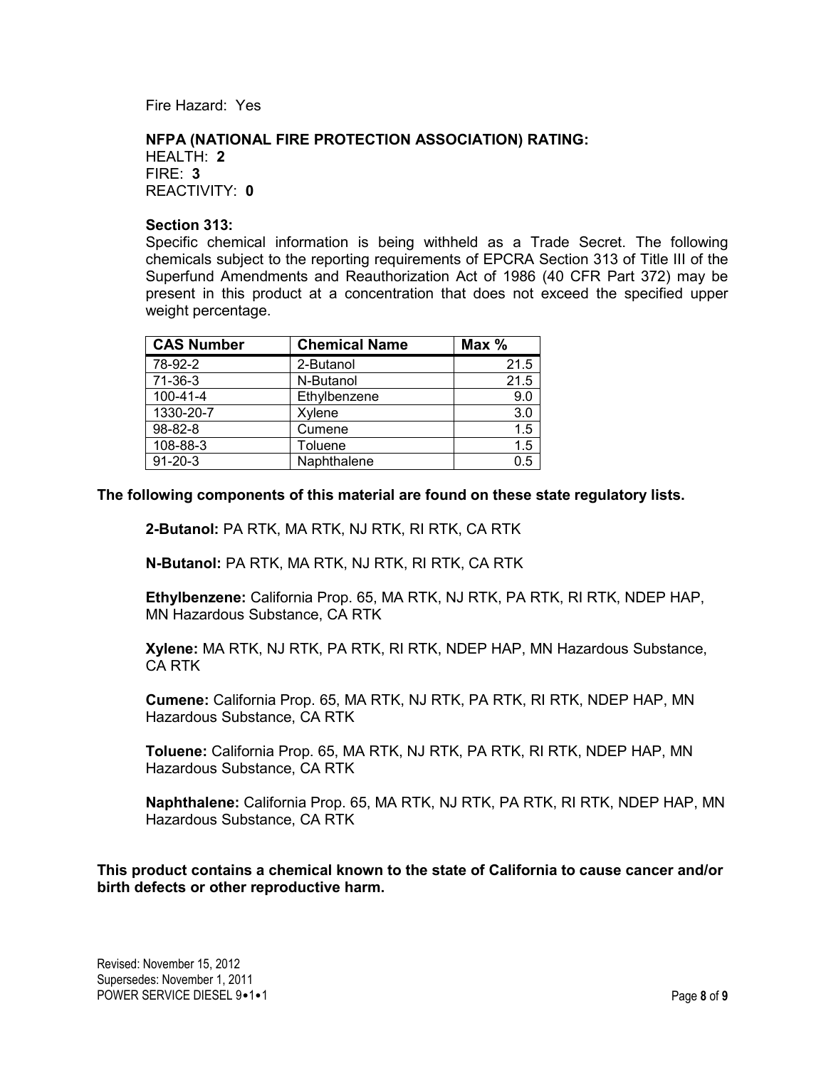Fire Hazard: Yes

**NFPA (NATIONAL FIRE PROTECTION ASSOCIATION) RATING:**
HEALTH: **2**
FIRE: **3**
REACTIVITY: **0**

**Section 313:**
Specific chemical information is being withheld as a Trade Secret. The following chemicals subject to the reporting requirements of EPCRA Section 313 of Title III of the Superfund Amendments and Reauthorization Act of 1986 (40 CFR Part 372) may be present in this product at a concentration that does not exceed the specified upper weight percentage.

| CAS Number | Chemical Name | Max % |
|---|---|---|
| 78-92-2 | 2-Butanol | 21.5 |
| 71-36-3 | N-Butanol | 21.5 |
| 100-41-4 | Ethylbenzene | 9.0 |
| 1330-20-7 | Xylene | 3.0 |
| 98-82-8 | Cumene | 1.5 |
| 108-88-3 | Toluene | 1.5 |
| 91-20-3 | Naphthalene | 0.5 |

**The following components of this material are found on these state regulatory lists.**

**2-Butanol:** PA RTK, MA RTK, NJ RTK, RI RTK, CA RTK

**N-Butanol:** PA RTK, MA RTK, NJ RTK, RI RTK, CA RTK

**Ethylbenzene:** California Prop. 65, MA RTK, NJ RTK, PA RTK, RI RTK, NDEP HAP, MN Hazardous Substance, CA RTK

**Xylene:** MA RTK, NJ RTK, PA RTK, RI RTK, NDEP HAP, MN Hazardous Substance, CA RTK

**Cumene:** California Prop. 65, MA RTK, NJ RTK, PA RTK, RI RTK, NDEP HAP, MN Hazardous Substance, CA RTK

**Toluene:** California Prop. 65, MA RTK, NJ RTK, PA RTK, RI RTK, NDEP HAP, MN Hazardous Substance, CA RTK

**Naphthalene:** California Prop. 65, MA RTK, NJ RTK, PA RTK, RI RTK, NDEP HAP, MN Hazardous Substance, CA RTK

**This product contains a chemical known to the state of California to cause cancer and/or birth defects or other reproductive harm.**

Revised: November 15, 2012
Supersedes: November 1, 2011
POWER SERVICE DIESEL 9•1•1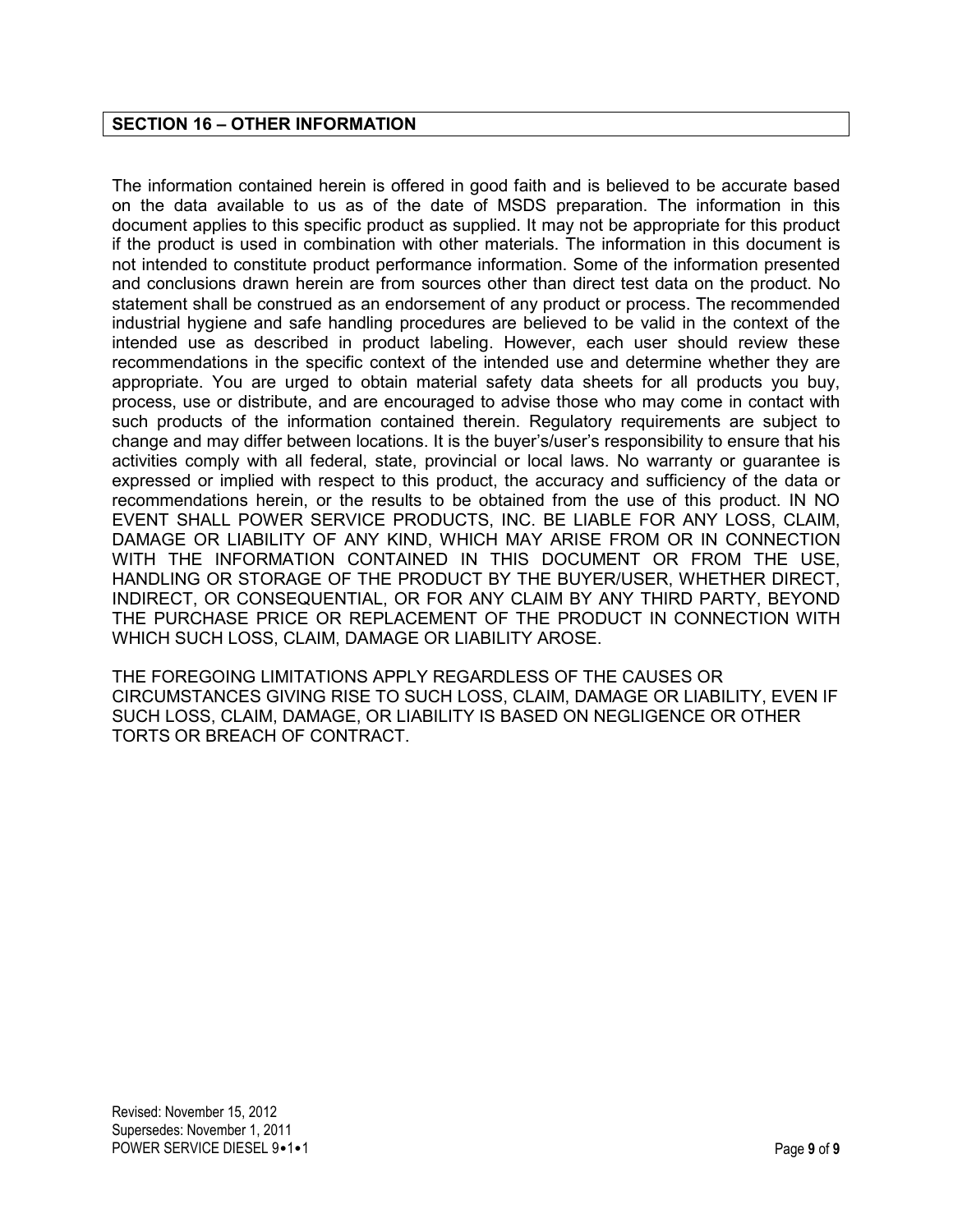## SECTION 16 – OTHER INFORMATION

The information contained herein is offered in good faith and is believed to be accurate based on the data available to us as of the date of MSDS preparation. The information in this document applies to this specific product as supplied. It may not be appropriate for this product if the product is used in combination with other materials. The information in this document is not intended to constitute product performance information. Some of the information presented and conclusions drawn herein are from sources other than direct test data on the product. No statement shall be construed as an endorsement of any product or process. The recommended industrial hygiene and safe handling procedures are believed to be valid in the context of the intended use as described in product labeling. However, each user should review these recommendations in the specific context of the intended use and determine whether they are appropriate. You are urged to obtain material safety data sheets for all products you buy, process, use or distribute, and are encouraged to advise those who may come in contact with such products of the information contained therein. Regulatory requirements are subject to change and may differ between locations. It is the buyer's/user's responsibility to ensure that his activities comply with all federal, state, provincial or local laws. No warranty or guarantee is expressed or implied with respect to this product, the accuracy and sufficiency of the data or recommendations herein, or the results to be obtained from the use of this product. IN NO EVENT SHALL POWER SERVICE PRODUCTS, INC. BE LIABLE FOR ANY LOSS, CLAIM, DAMAGE OR LIABILITY OF ANY KIND, WHICH MAY ARISE FROM OR IN CONNECTION WITH THE INFORMATION CONTAINED IN THIS DOCUMENT OR FROM THE USE, HANDLING OR STORAGE OF THE PRODUCT BY THE BUYER/USER, WHETHER DIRECT, INDIRECT, OR CONSEQUENTIAL, OR FOR ANY CLAIM BY ANY THIRD PARTY, BEYOND THE PURCHASE PRICE OR REPLACEMENT OF THE PRODUCT IN CONNECTION WITH WHICH SUCH LOSS, CLAIM, DAMAGE OR LIABILITY AROSE.

THE FOREGOING LIMITATIONS APPLY REGARDLESS OF THE CAUSES OR CIRCUMSTANCES GIVING RISE TO SUCH LOSS, CLAIM, DAMAGE OR LIABILITY, EVEN IF SUCH LOSS, CLAIM, DAMAGE, OR LIABILITY IS BASED ON NEGLIGENCE OR OTHER TORTS OR BREACH OF CONTRACT.

Revised: November 15, 2012
Supersedes: November 1, 2011
POWER SERVICE DIESEL 9•1•1